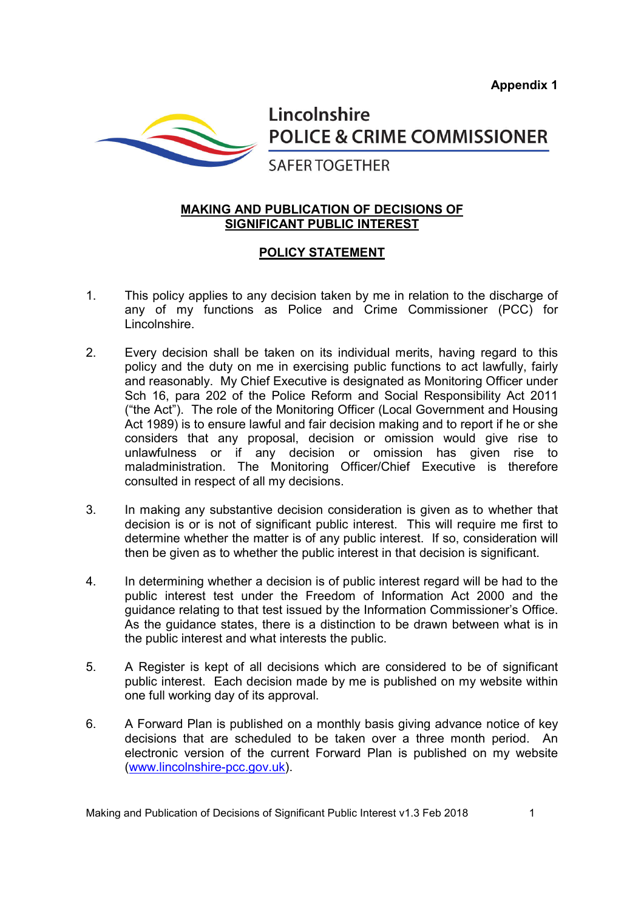**Appendix 1**

Lincolnshire
POLICE & CRIME COMMISSIONER
SAFER TOGETHER

# MAKING AND PUBLICATION OF DECISIONS OF SIGNIFICANT PUBLIC INTEREST

## POLICY STATEMENT

1. This policy applies to any decision taken by me in relation to the discharge of any of my functions as Police and Crime Commissioner (PCC) for Lincolnshire.

2. Every decision shall be taken on its individual merits, having regard to this policy and the duty on me in exercising public functions to act lawfully, fairly and reasonably. My Chief Executive is designated as Monitoring Officer under Sch 16, para 202 of the Police Reform and Social Responsibility Act 2011 ("the Act"). The role of the Monitoring Officer (Local Government and Housing Act 1989) is to ensure lawful and fair decision making and to report if he or she considers that any proposal, decision or omission would give rise to unlawfulness or if any decision or omission has given rise to maladministration. The Monitoring Officer/Chief Executive is therefore consulted in respect of all my decisions.

3. In making any substantive decision consideration is given as to whether that decision is or is not of significant public interest. This will require me first to determine whether the matter is of any public interest. If so, consideration will then be given as to whether the public interest in that decision is significant.

4. In determining whether a decision is of public interest regard will be had to the public interest test under the Freedom of Information Act 2000 and the guidance relating to that test issued by the Information Commissioner's Office. As the guidance states, there is a distinction to be drawn between what is in the public interest and what interests the public.

5. A Register is kept of all decisions which are considered to be of significant public interest. Each decision made by me is published on my website within one full working day of its approval.

6. A Forward Plan is published on a monthly basis giving advance notice of key decisions that are scheduled to be taken over a three month period. An electronic version of the current Forward Plan is published on my website (www.lincolnshire-pcc.gov.uk).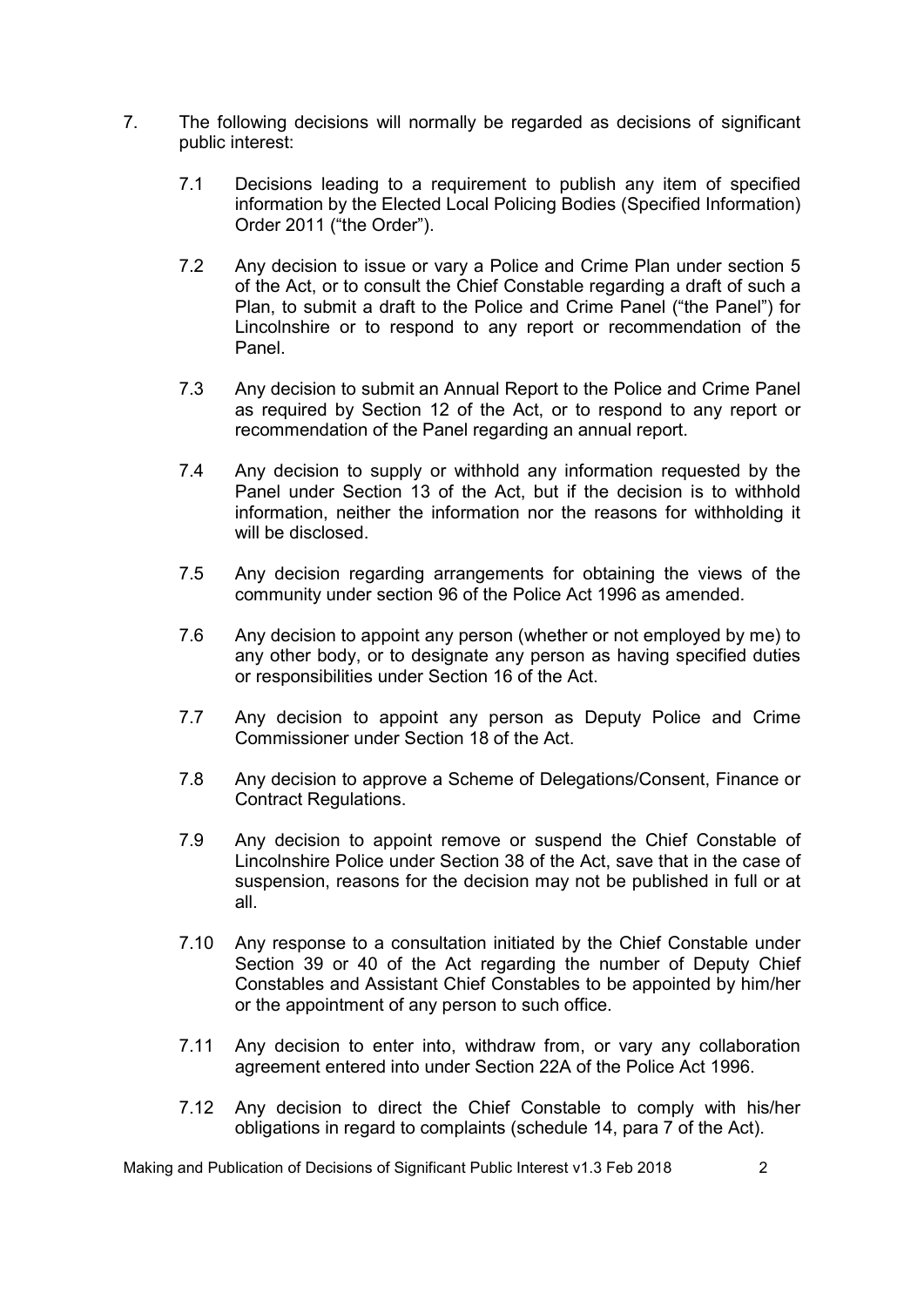7. The following decisions will normally be regarded as decisions of significant public interest:

   7.1 Decisions leading to a requirement to publish any item of specified information by the Elected Local Policing Bodies (Specified Information) Order 2011 ("the Order").

   7.2 Any decision to issue or vary a Police and Crime Plan under section 5 of the Act, or to consult the Chief Constable regarding a draft of such a Plan, to submit a draft to the Police and Crime Panel ("the Panel") for Lincolnshire or to respond to any report or recommendation of the Panel.

   7.3 Any decision to submit an Annual Report to the Police and Crime Panel as required by Section 12 of the Act, or to respond to any report or recommendation of the Panel regarding an annual report.

   7.4 Any decision to supply or withhold any information requested by the Panel under Section 13 of the Act, but if the decision is to withhold information, neither the information nor the reasons for withholding it will be disclosed.

   7.5 Any decision regarding arrangements for obtaining the views of the community under section 96 of the Police Act 1996 as amended.

   7.6 Any decision to appoint any person (whether or not employed by me) to any other body, or to designate any person as having specified duties or responsibilities under Section 16 of the Act.

   7.7 Any decision to appoint any person as Deputy Police and Crime Commissioner under Section 18 of the Act.

   7.8 Any decision to approve a Scheme of Delegations/Consent, Finance or Contract Regulations.

   7.9 Any decision to appoint remove or suspend the Chief Constable of Lincolnshire Police under Section 38 of the Act, save that in the case of suspension, reasons for the decision may not be published in full or at all.

   7.10 Any response to a consultation initiated by the Chief Constable under Section 39 or 40 of the Act regarding the number of Deputy Chief Constables and Assistant Chief Constables to be appointed by him/her or the appointment of any person to such office.

   7.11 Any decision to enter into, withdraw from, or vary any collaboration agreement entered into under Section 22A of the Police Act 1996.

   7.12 Any decision to direct the Chief Constable to comply with his/her obligations in regard to complaints (schedule 14, para 7 of the Act).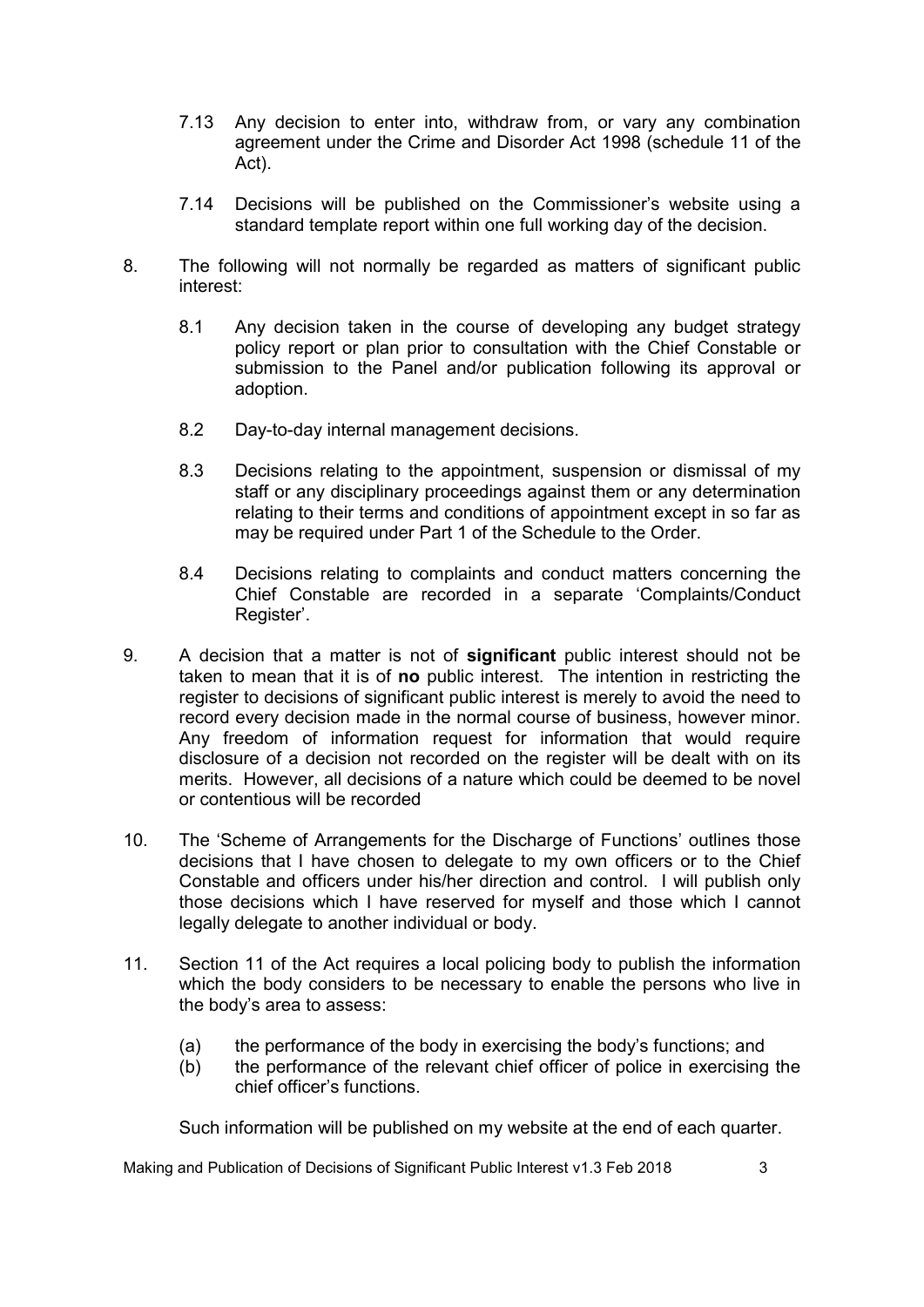7.13 Any decision to enter into, withdraw from, or vary any combination agreement under the Crime and Disorder Act 1998 (schedule 11 of the Act).

7.14 Decisions will be published on the Commissioner's website using a standard template report within one full working day of the decision.

8. The following will not normally be regarded as matters of significant public interest:

   8.1 Any decision taken in the course of developing any budget strategy policy report or plan prior to consultation with the Chief Constable or submission to the Panel and/or publication following its approval or adoption.

   8.2 Day-to-day internal management decisions.

   8.3 Decisions relating to the appointment, suspension or dismissal of my staff or any disciplinary proceedings against them or any determination relating to their terms and conditions of appointment except in so far as may be required under Part 1 of the Schedule to the Order.

   8.4 Decisions relating to complaints and conduct matters concerning the Chief Constable are recorded in a separate 'Complaints/Conduct Register'.

9. A decision that a matter is not of **significant** public interest should not be taken to mean that it is of **no** public interest. The intention in restricting the register to decisions of significant public interest is merely to avoid the need to record every decision made in the normal course of business, however minor. Any freedom of information request for information that would require disclosure of a decision not recorded on the register will be dealt with on its merits. However, all decisions of a nature which could be deemed to be novel or contentious will be recorded

10. The 'Scheme of Arrangements for the Discharge of Functions' outlines those decisions that I have chosen to delegate to my own officers or to the Chief Constable and officers under his/her direction and control. I will publish only those decisions which I have reserved for myself and those which I cannot legally delegate to another individual or body.

11. Section 11 of the Act requires a local policing body to publish the information which the body considers to be necessary to enable the persons who live in the body's area to assess:

   (a) the performance of the body in exercising the body's functions; and
   (b) the performance of the relevant chief officer of police in exercising the chief officer's functions.

   Such information will be published on my website at the end of each quarter.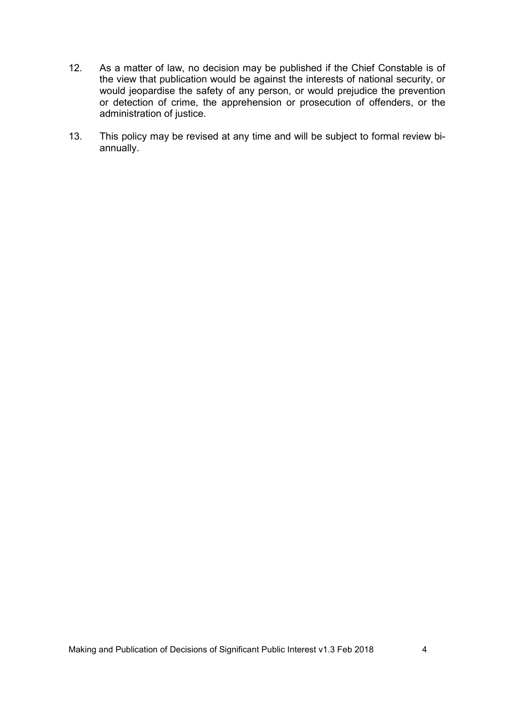12. As a matter of law, no decision may be published if the Chief Constable is of the view that publication would be against the interests of national security, or would jeopardise the safety of any person, or would prejudice the prevention or detection of crime, the apprehension or prosecution of offenders, or the administration of justice.

13. This policy may be revised at any time and will be subject to formal review bi-annually.